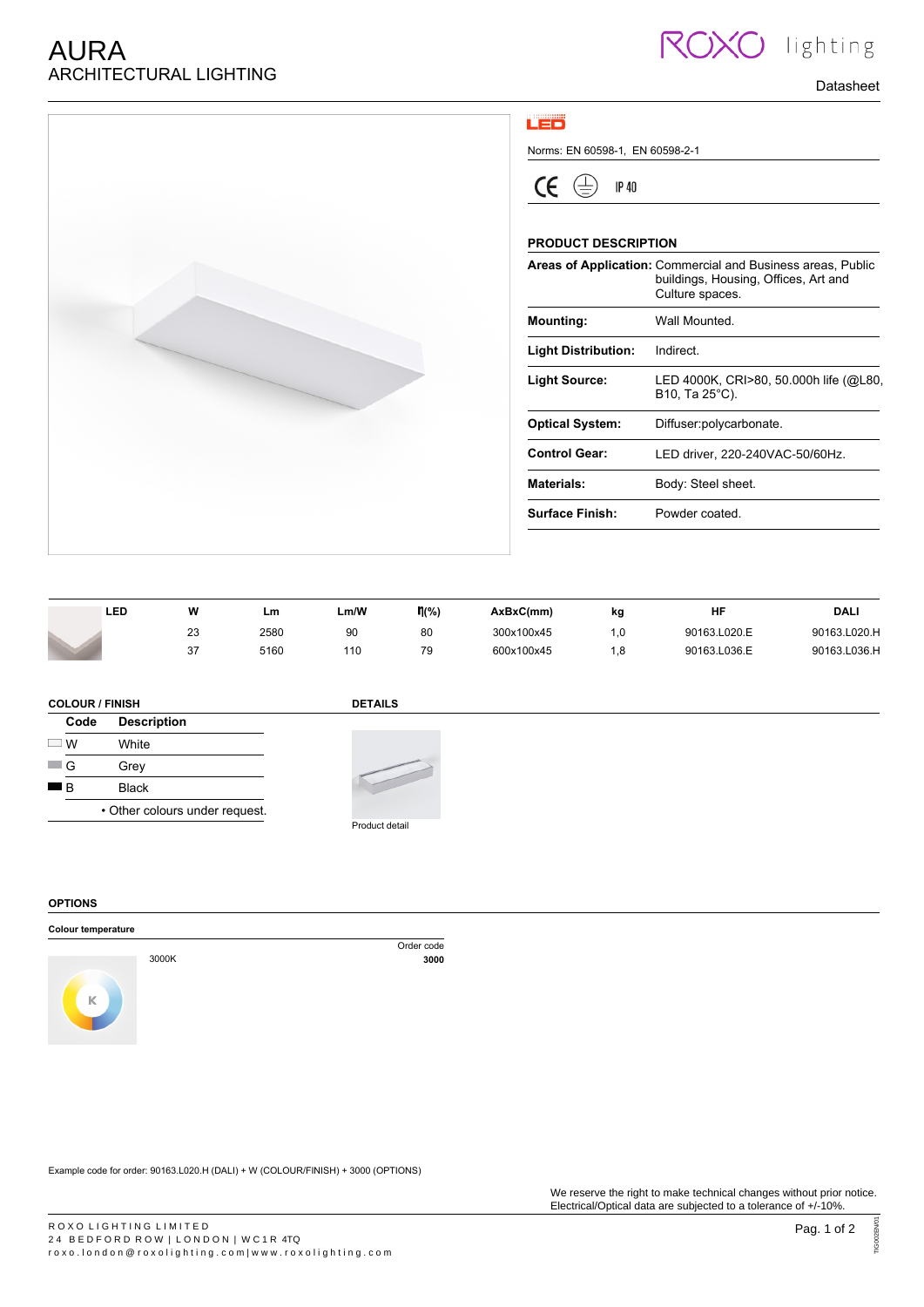# AURA
## ARCHITECTURAL LIGHTING

Datasheet

Norms: EN 60598-1, EN 60598-2-1

IP 40

### PRODUCT DESCRIPTION

| | |
|---|---|
| **Areas of Application:** | Commercial and Business areas, Public buildings, Housing, Offices, Art and Culture spaces. |
| **Mounting:** | Wall Mounted. |
| **Light Distribution:** | Indirect. |
| **Light Source:** | LED 4000K, CRI>80, 50.000h life (@L80, B10, Ta 25°C). |
| **Optical System:** | Diffuser:polycarbonate. |
| **Control Gear:** | LED driver, 220-240VAC-50/60Hz. |
| **Materials:** | Body: Steel sheet. |
| **Surface Finish:** | Powder coated. |

| LED | W | Lm | Lm/W | η(%) | AxBxC(mm) | kg | HF | DALI |
|---|---|---|---|---|---|---|---|---|
| | 23 | 2580 | 90 | 80 | 300x100x45 | 1,0 | 90163.L020.E | 90163.L020.H |
| | 37 | 5160 | 110 | 79 | 600x100x45 | 1,8 | 90163.L036.E | 90163.L036.H |

### COLOUR / FINISH

| Code | Description |
|---|---|
| W | White |
| G | Grey |
| B | Black |

• Other colours under request.

### DETAILS

Product detail

### OPTIONS

**Colour temperature**

| | Order code |
|---|---|
| 3000K | **3000** |

Example code for order: 90163.L020.H (DALI) + W (COLOUR/FINISH) + 3000 (OPTIONS)

We reserve the right to make technical changes without prior notice.
Electrical/Optical data are subjected to a tolerance of +/-10%.

ROXO LIGHTING LIMITED
24 BEDFORD ROW | LONDON | WC1R 4TQ
roxo.london@roxolighting.com|www.roxolighting.com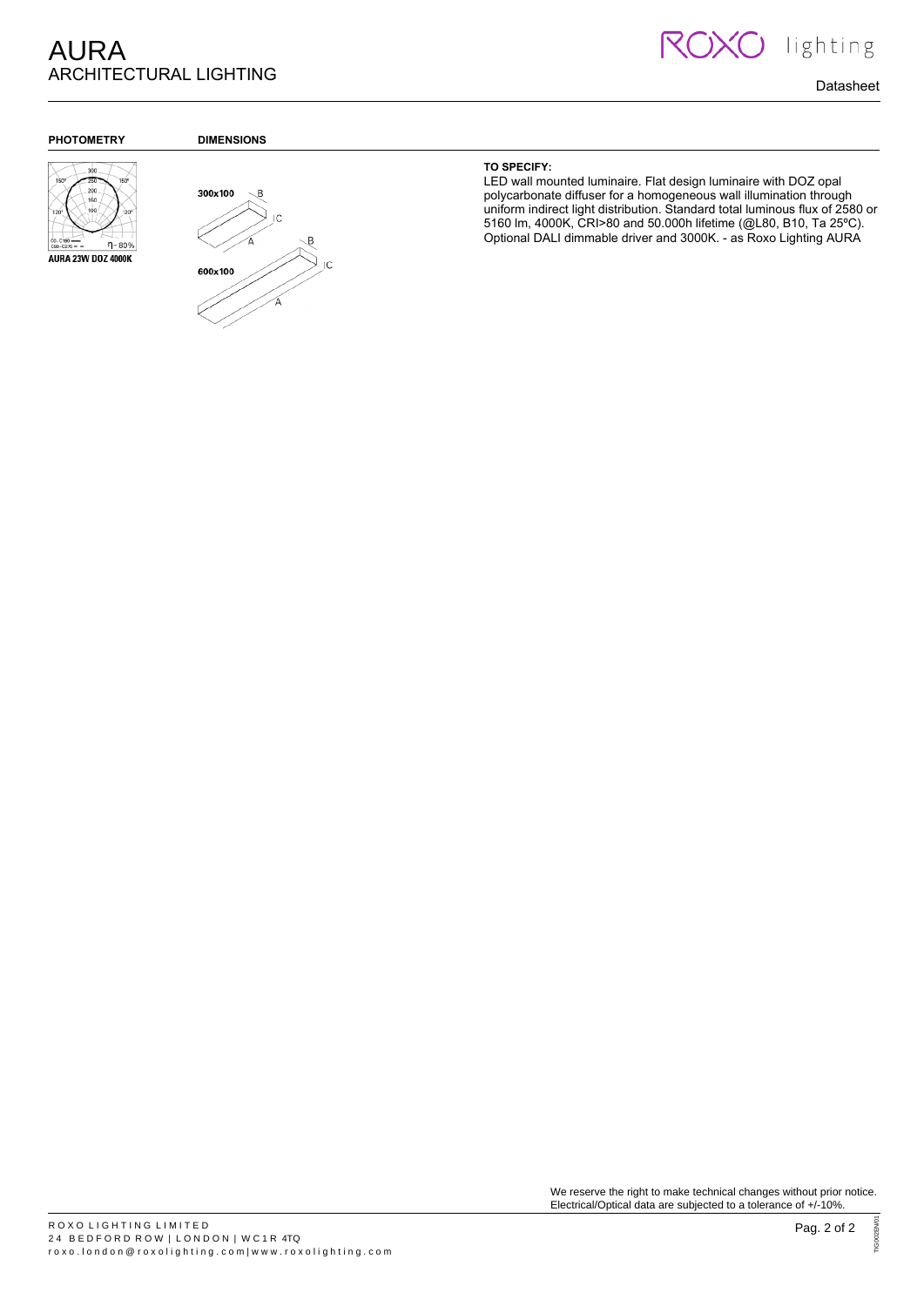# AURA
## ARCHITECTURAL LIGHTING

ROXO lighting

Datasheet

**PHOTOMETRY**

300
250
200
150
100
150°
150°
120°
120°
C0 - C180
C90 - C270
η - 80%

AURA 23W DOZ 4000K

**DIMENSIONS**

300x100
B
C
A

600x100
B
C
A

**TO SPECIFY:**

LED wall mounted luminaire. Flat design luminaire with DOZ opal polycarbonate diffuser for a homogeneous wall illumination through uniform indirect light distribution. Standard total luminous flux of 2580 or 5160 lm, 4000K, CRI>80 and 50.000h lifetime (@L80, B10, Ta 25ºC). Optional DALI dimmable driver and 3000K. - as Roxo Lighting AURA

We reserve the right to make technical changes without prior notice.
Electrical/Optical data are subjected to a tolerance of +/-10%.

ROXO LIGHTING LIMITED
24 BEDFORD ROW | LONDON | WC1R 4TQ
roxo.london@roxolighting.com|www.roxolighting.com